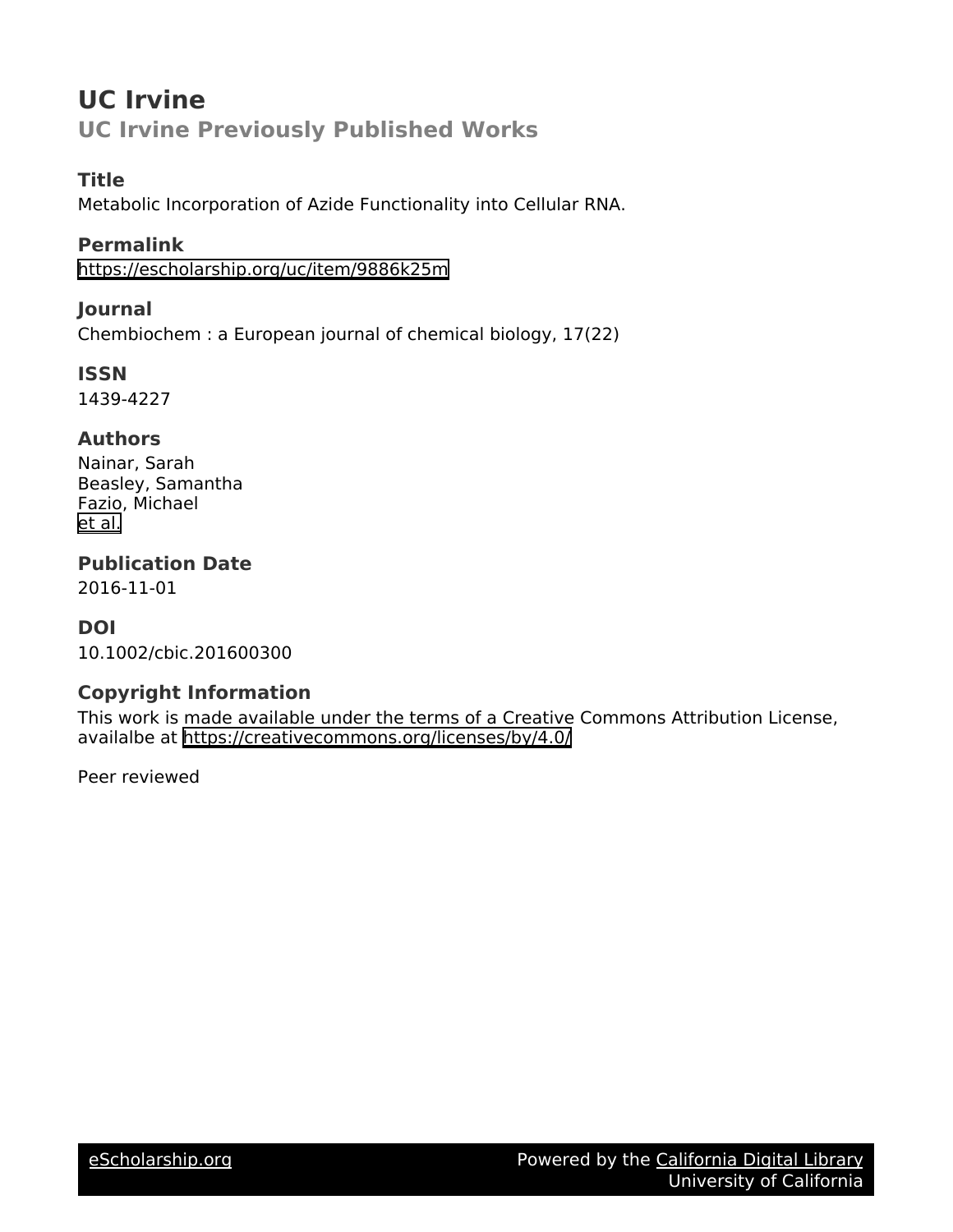# UC Irvine

## UC Irvine Previously Published Works

### Title

Metabolic Incorporation of Azide Functionality into Cellular RNA.

### Permalink

https://escholarship.org/uc/item/9886k25m

### Journal

Chembiochem : a European journal of chemical biology, 17(22)

### ISSN

1439-4227

### Authors

Nainar, Sarah
Beasley, Samantha
Fazio, Michael
et al.

### Publication Date

2016-11-01

### DOI

10.1002/cbic.201600300

### Copyright Information

This work is made available under the terms of a Creative Commons Attribution License, availalbe at https://creativecommons.org/licenses/by/4.0/

Peer reviewed

eScholarship.org Powered by the California Digital Library
University of California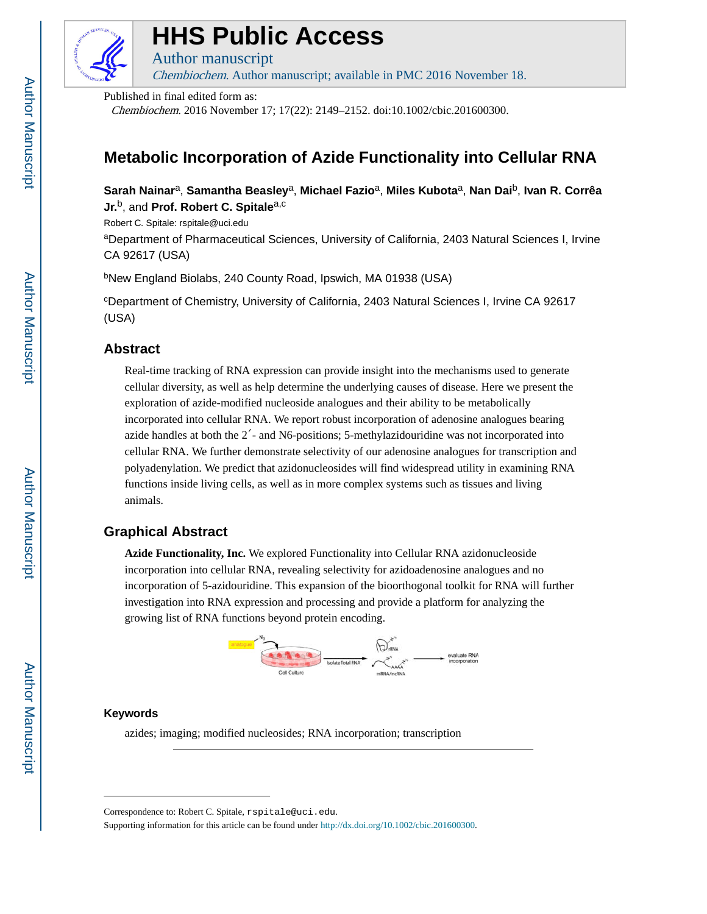Published in final edited form as:

*Chembiochem*. 2016 November 17; 17(22): 2149–2152. doi:10.1002/cbic.201600300.

# Metabolic Incorporation of Azide Functionality into Cellular RNA

**Sarah Nainar**[a], **Samantha Beasley**[a], **Michael Fazio**[a], **Miles Kubota**[a], **Nan Dai**[b], **Ivan R. Corrêa Jr.**[b], and **Prof. Robert C. Spitale**[a,c]

Robert C. Spitale: rspitale@uci.edu

[a]Department of Pharmaceutical Sciences, University of California, 2403 Natural Sciences I, Irvine CA 92617 (USA)

[b]New England Biolabs, 240 County Road, Ipswich, MA 01938 (USA)

[c]Department of Chemistry, University of California, 2403 Natural Sciences I, Irvine CA 92617 (USA)

## Abstract

Real-time tracking of RNA expression can provide insight into the mechanisms used to generate cellular diversity, as well as help determine the underlying causes of disease. Here we present the exploration of azide-modified nucleoside analogues and their ability to be metabolically incorporated into cellular RNA. We report robust incorporation of adenosine analogues bearing azide handles at both the 2′- and N6-positions; 5-methylazidouridine was not incorporated into cellular RNA. We further demonstrate selectivity of our adenosine analogues for transcription and polyadenylation. We predict that azidonucleosides will find widespread utility in examining RNA functions inside living cells, as well as in more complex systems such as tissues and living animals.

## Graphical Abstract

**Azide Functionality, Inc.** We explored Functionality into Cellular RNA azidonucleoside incorporation into cellular RNA, revealing selectivity for azidoadenosine analogues and no incorporation of 5-azidouridine. This expansion of the bioorthogonal toolkit for RNA will further investigation into RNA expression and processing and provide a platform for analyzing the growing list of RNA functions beyond protein encoding.

### Keywords

azides; imaging; modified nucleosides; RNA incorporation; transcription

---

Correspondence to: Robert C. Spitale, rspitale@uci.edu.

Supporting information for this article can be found under http://dx.doi.org/10.1002/cbic.201600300.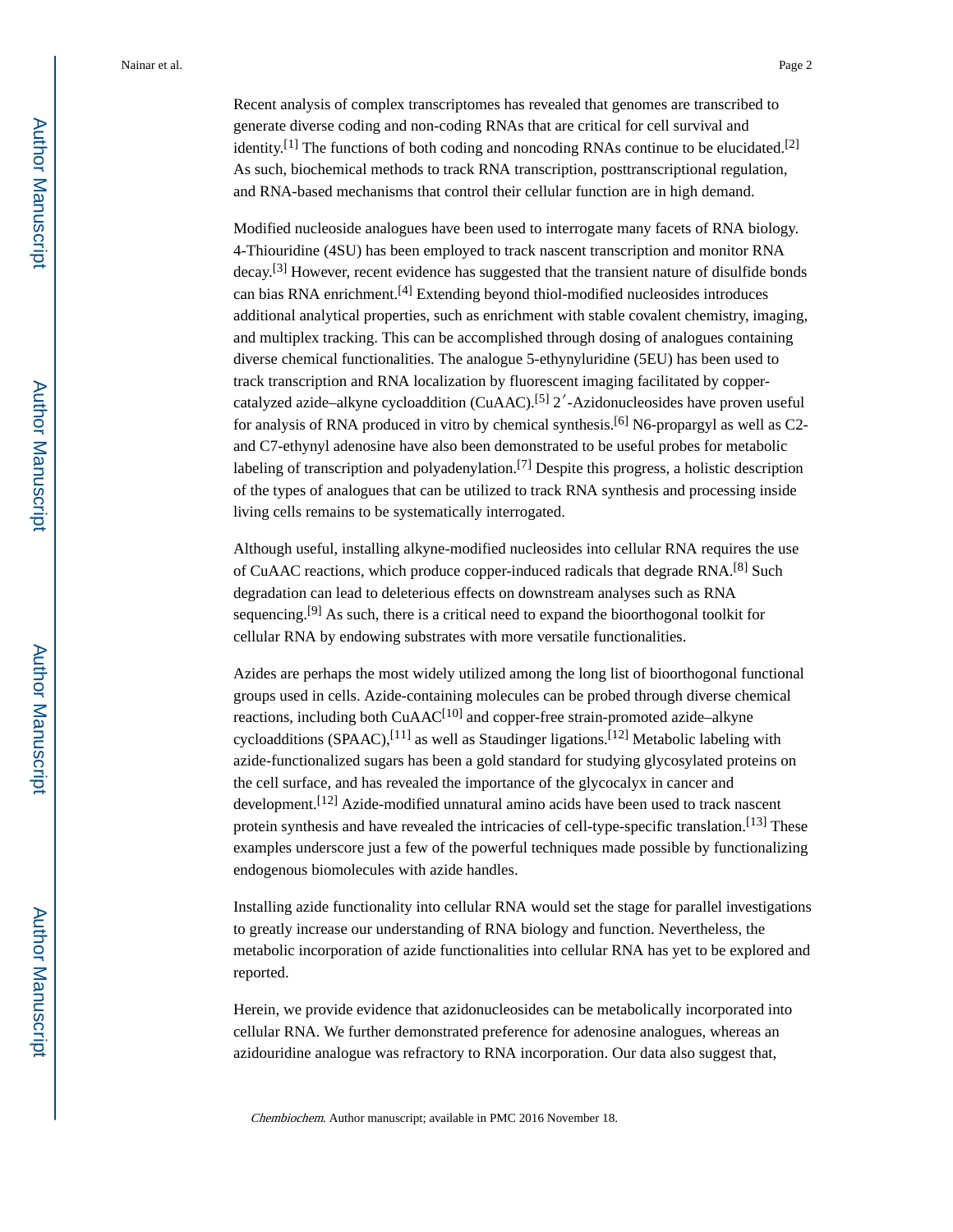Recent analysis of complex transcriptomes has revealed that genomes are transcribed to generate diverse coding and non-coding RNAs that are critical for cell survival and identity.[1] The functions of both coding and noncoding RNAs continue to be elucidated.[2] As such, biochemical methods to track RNA transcription, posttranscriptional regulation, and RNA-based mechanisms that control their cellular function are in high demand.

Modified nucleoside analogues have been used to interrogate many facets of RNA biology. 4-Thiouridine (4SU) has been employed to track nascent transcription and monitor RNA decay.[3] However, recent evidence has suggested that the transient nature of disulfide bonds can bias RNA enrichment.[4] Extending beyond thiol-modified nucleosides introduces additional analytical properties, such as enrichment with stable covalent chemistry, imaging, and multiplex tracking. This can be accomplished through dosing of analogues containing diverse chemical functionalities. The analogue 5-ethynyluridine (5EU) has been used to track transcription and RNA localization by fluorescent imaging facilitated by copper-catalyzed azide–alkyne cycloaddition (CuAAC).[5] 2′-Azidonucleosides have proven useful for analysis of RNA produced in vitro by chemical synthesis.[6] N6-propargyl as well as C2- and C7-ethynyl adenosine have also been demonstrated to be useful probes for metabolic labeling of transcription and polyadenylation.[7] Despite this progress, a holistic description of the types of analogues that can be utilized to track RNA synthesis and processing inside living cells remains to be systematically interrogated.

Although useful, installing alkyne-modified nucleosides into cellular RNA requires the use of CuAAC reactions, which produce copper-induced radicals that degrade RNA.[8] Such degradation can lead to deleterious effects on downstream analyses such as RNA sequencing.[9] As such, there is a critical need to expand the bioorthogonal toolkit for cellular RNA by endowing substrates with more versatile functionalities.

Azides are perhaps the most widely utilized among the long list of bioorthogonal functional groups used in cells. Azide-containing molecules can be probed through diverse chemical reactions, including both CuAAC[10] and copper-free strain-promoted azide–alkyne cycloadditions (SPAAC),[11] as well as Staudinger ligations.[12] Metabolic labeling with azide-functionalized sugars has been a gold standard for studying glycosylated proteins on the cell surface, and has revealed the importance of the glycocalyx in cancer and development.[12] Azide-modified unnatural amino acids have been used to track nascent protein synthesis and have revealed the intricacies of cell-type-specific translation.[13] These examples underscore just a few of the powerful techniques made possible by functionalizing endogenous biomolecules with azide handles.

Installing azide functionality into cellular RNA would set the stage for parallel investigations to greatly increase our understanding of RNA biology and function. Nevertheless, the metabolic incorporation of azide functionalities into cellular RNA has yet to be explored and reported.

Herein, we provide evidence that azidonucleosides can be metabolically incorporated into cellular RNA. We further demonstrated preference for adenosine analogues, whereas an azidouridine analogue was refractory to RNA incorporation. Our data also suggest that,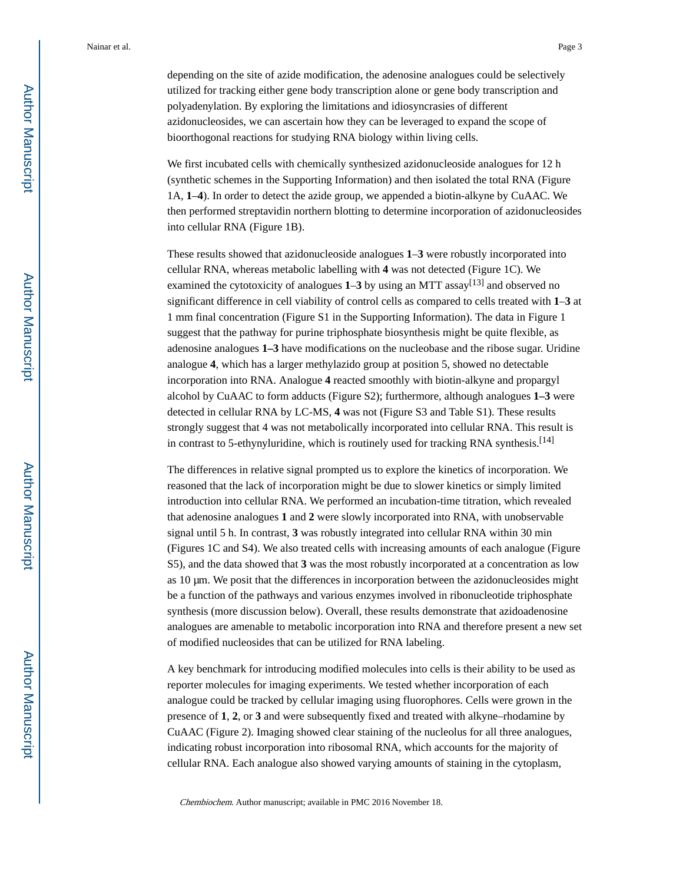depending on the site of azide modification, the adenosine analogues could be selectively utilized for tracking either gene body transcription alone or gene body transcription and polyadenylation. By exploring the limitations and idiosyncrasies of different azidonucleosides, we can ascertain how they can be leveraged to expand the scope of bioorthogonal reactions for studying RNA biology within living cells.

We first incubated cells with chemically synthesized azidonucleoside analogues for 12 h (synthetic schemes in the Supporting Information) and then isolated the total RNA (Figure 1A, **1**–**4**). In order to detect the azide group, we appended a biotin-alkyne by CuAAC. We then performed streptavidin northern blotting to determine incorporation of azidonucleosides into cellular RNA (Figure 1B).

These results showed that azidonucleoside analogues **1**–**3** were robustly incorporated into cellular RNA, whereas metabolic labelling with **4** was not detected (Figure 1C). We examined the cytotoxicity of analogues **1**–**3** by using an MTT assay[13] and observed no significant difference in cell viability of control cells as compared to cells treated with **1**–**3** at 1 mm final concentration (Figure S1 in the Supporting Information). The data in Figure 1 suggest that the pathway for purine triphosphate biosynthesis might be quite flexible, as adenosine analogues **1–3** have modifications on the nucleobase and the ribose sugar. Uridine analogue **4**, which has a larger methylazido group at position 5, showed no detectable incorporation into RNA. Analogue **4** reacted smoothly with biotin-alkyne and propargyl alcohol by CuAAC to form adducts (Figure S2); furthermore, although analogues **1–3** were detected in cellular RNA by LC-MS, **4** was not (Figure S3 and Table S1). These results strongly suggest that 4 was not metabolically incorporated into cellular RNA. This result is in contrast to 5-ethynyluridine, which is routinely used for tracking RNA synthesis.[14]

The differences in relative signal prompted us to explore the kinetics of incorporation. We reasoned that the lack of incorporation might be due to slower kinetics or simply limited introduction into cellular RNA. We performed an incubation-time titration, which revealed that adenosine analogues **1** and **2** were slowly incorporated into RNA, with unobservable signal until 5 h. In contrast, **3** was robustly integrated into cellular RNA within 30 min (Figures 1C and S4). We also treated cells with increasing amounts of each analogue (Figure S5), and the data showed that **3** was the most robustly incorporated at a concentration as low as 10 μm. We posit that the differences in incorporation between the azidonucleosides might be a function of the pathways and various enzymes involved in ribonucleotide triphosphate synthesis (more discussion below). Overall, these results demonstrate that azidoadenosine analogues are amenable to metabolic incorporation into RNA and therefore present a new set of modified nucleosides that can be utilized for RNA labeling.

A key benchmark for introducing modified molecules into cells is their ability to be used as reporter molecules for imaging experiments. We tested whether incorporation of each analogue could be tracked by cellular imaging using fluorophores. Cells were grown in the presence of **1**, **2**, or **3** and were subsequently fixed and treated with alkyne–rhodamine by CuAAC (Figure 2). Imaging showed clear staining of the nucleolus for all three analogues, indicating robust incorporation into ribosomal RNA, which accounts for the majority of cellular RNA. Each analogue also showed varying amounts of staining in the cytoplasm,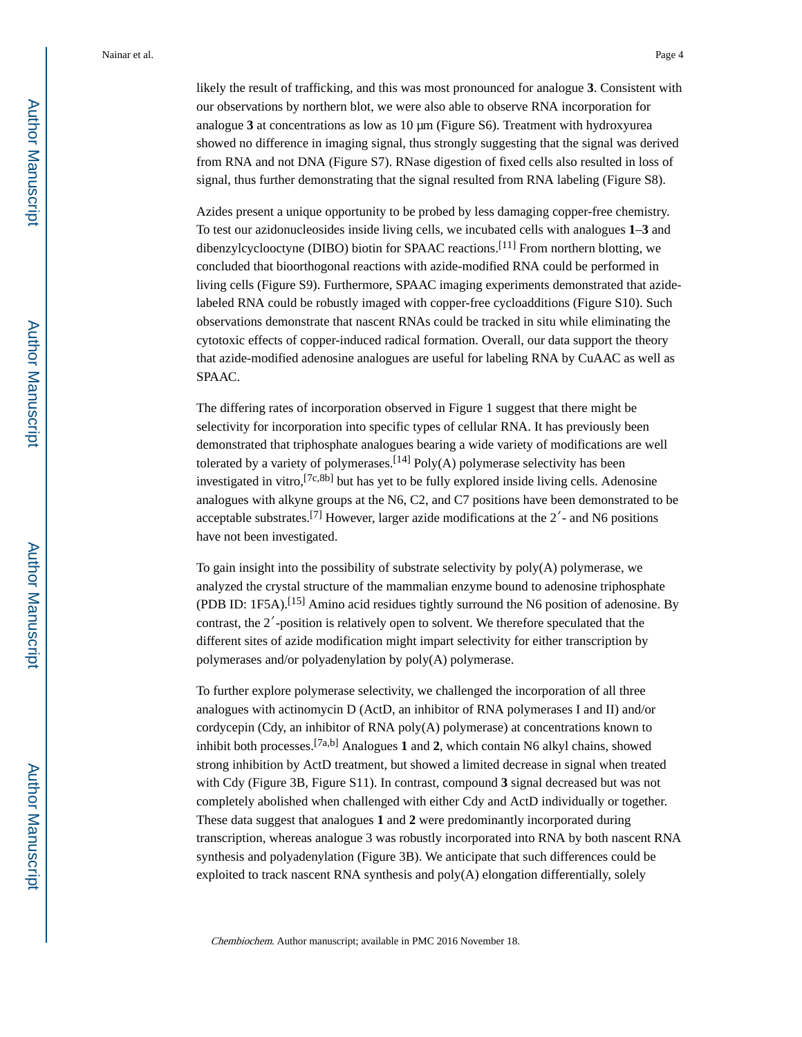likely the result of trafficking, and this was most pronounced for analogue **3**. Consistent with our observations by northern blot, we were also able to observe RNA incorporation for analogue **3** at concentrations as low as 10 μm (Figure S6). Treatment with hydroxyurea showed no difference in imaging signal, thus strongly suggesting that the signal was derived from RNA and not DNA (Figure S7). RNase digestion of fixed cells also resulted in loss of signal, thus further demonstrating that the signal resulted from RNA labeling (Figure S8).

Azides present a unique opportunity to be probed by less damaging copper-free chemistry. To test our azidonucleosides inside living cells, we incubated cells with analogues **1**–**3** and dibenzylcyclooctyne (DIBO) biotin for SPAAC reactions.[11] From northern blotting, we concluded that bioorthogonal reactions with azide-modified RNA could be performed in living cells (Figure S9). Furthermore, SPAAC imaging experiments demonstrated that azide-labeled RNA could be robustly imaged with copper-free cycloadditions (Figure S10). Such observations demonstrate that nascent RNAs could be tracked in situ while eliminating the cytotoxic effects of copper-induced radical formation. Overall, our data support the theory that azide-modified adenosine analogues are useful for labeling RNA by CuAAC as well as SPAAC.

The differing rates of incorporation observed in Figure 1 suggest that there might be selectivity for incorporation into specific types of cellular RNA. It has previously been demonstrated that triphosphate analogues bearing a wide variety of modifications are well tolerated by a variety of polymerases.[14] Poly(A) polymerase selectivity has been investigated in vitro,[7c,8b] but has yet to be fully explored inside living cells. Adenosine analogues with alkyne groups at the N6, C2, and C7 positions have been demonstrated to be acceptable substrates.[7] However, larger azide modifications at the 2′- and N6 positions have not been investigated.

To gain insight into the possibility of substrate selectivity by poly(A) polymerase, we analyzed the crystal structure of the mammalian enzyme bound to adenosine triphosphate (PDB ID: 1F5A).[15] Amino acid residues tightly surround the N6 position of adenosine. By contrast, the 2′-position is relatively open to solvent. We therefore speculated that the different sites of azide modification might impart selectivity for either transcription by polymerases and/or polyadenylation by poly(A) polymerase.

To further explore polymerase selectivity, we challenged the incorporation of all three analogues with actinomycin D (ActD, an inhibitor of RNA polymerases I and II) and/or cordycepin (Cdy, an inhibitor of RNA poly(A) polymerase) at concentrations known to inhibit both processes.[7a,b] Analogues **1** and **2**, which contain N6 alkyl chains, showed strong inhibition by ActD treatment, but showed a limited decrease in signal when treated with Cdy (Figure 3B, Figure S11). In contrast, compound **3** signal decreased but was not completely abolished when challenged with either Cdy and ActD individually or together. These data suggest that analogues **1** and **2** were predominantly incorporated during transcription, whereas analogue 3 was robustly incorporated into RNA by both nascent RNA synthesis and polyadenylation (Figure 3B). We anticipate that such differences could be exploited to track nascent RNA synthesis and poly(A) elongation differentially, solely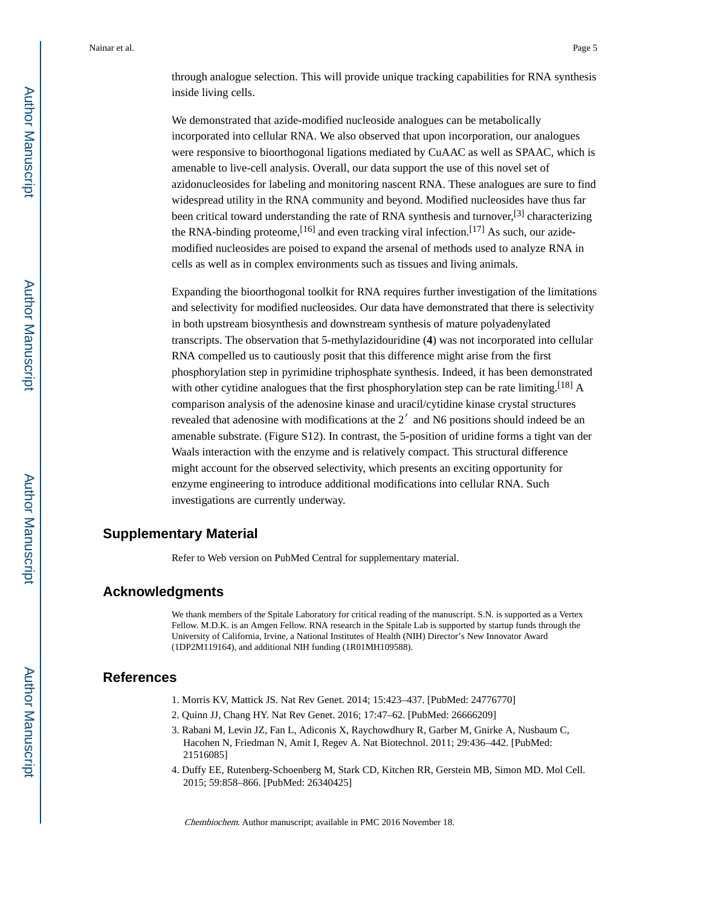through analogue selection. This will provide unique tracking capabilities for RNA synthesis inside living cells.

We demonstrated that azide-modified nucleoside analogues can be metabolically incorporated into cellular RNA. We also observed that upon incorporation, our analogues were responsive to bioorthogonal ligations mediated by CuAAC as well as SPAAC, which is amenable to live-cell analysis. Overall, our data support the use of this novel set of azidonucleosides for labeling and monitoring nascent RNA. These analogues are sure to find widespread utility in the RNA community and beyond. Modified nucleosides have thus far been critical toward understanding the rate of RNA synthesis and turnover,[3] characterizing the RNA-binding proteome,[16] and even tracking viral infection.[17] As such, our azide-modified nucleosides are poised to expand the arsenal of methods used to analyze RNA in cells as well as in complex environments such as tissues and living animals.

Expanding the bioorthogonal toolkit for RNA requires further investigation of the limitations and selectivity for modified nucleosides. Our data have demonstrated that there is selectivity in both upstream biosynthesis and downstream synthesis of mature polyadenylated transcripts. The observation that 5-methylazidouridine (**4**) was not incorporated into cellular RNA compelled us to cautiously posit that this difference might arise from the first phosphorylation step in pyrimidine triphosphate synthesis. Indeed, it has been demonstrated with other cytidine analogues that the first phosphorylation step can be rate limiting.[18] A comparison analysis of the adenosine kinase and uracil/cytidine kinase crystal structures revealed that adenosine with modifications at the 2′ and N6 positions should indeed be an amenable substrate. (Figure S12). In contrast, the 5-position of uridine forms a tight van der Waals interaction with the enzyme and is relatively compact. This structural difference might account for the observed selectivity, which presents an exciting opportunity for enzyme engineering to introduce additional modifications into cellular RNA. Such investigations are currently underway.

## Supplementary Material

Refer to Web version on PubMed Central for supplementary material.

## Acknowledgments

We thank members of the Spitale Laboratory for critical reading of the manuscript. S.N. is supported as a Vertex Fellow. M.D.K. is an Amgen Fellow. RNA research in the Spitale Lab is supported by startup funds through the University of California, Irvine, a National Institutes of Health (NIH) Director's New Innovator Award (1DP2M119164), and additional NIH funding (1R01MH109588).

## References

1. Morris KV, Mattick JS. Nat Rev Genet. 2014; 15:423–437. [PubMed: 24776770]
2. Quinn JJ, Chang HY. Nat Rev Genet. 2016; 17:47–62. [PubMed: 26666209]
3. Rabani M, Levin JZ, Fan L, Adiconis X, Raychowdhury R, Garber M, Gnirke A, Nusbaum C, Hacohen N, Friedman N, Amit I, Regev A. Nat Biotechnol. 2011; 29:436–442. [PubMed: 21516085]
4. Duffy EE, Rutenberg-Schoenberg M, Stark CD, Kitchen RR, Gerstein MB, Simon MD. Mol Cell. 2015; 59:858–866. [PubMed: 26340425]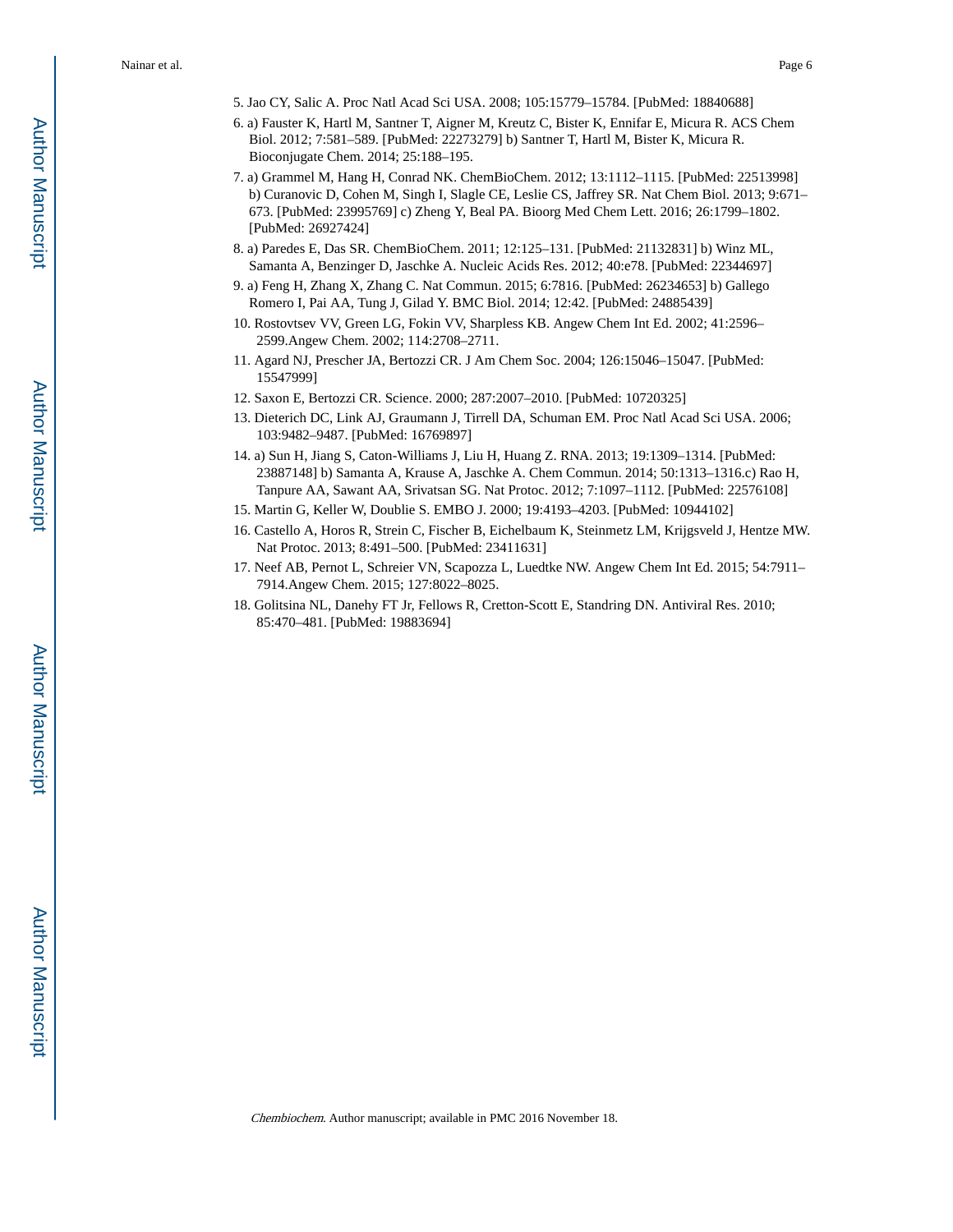5. Jao CY, Salic A. Proc Natl Acad Sci USA. 2008; 105:15779–15784. [PubMed: 18840688]
6. a) Fauster K, Hartl M, Santner T, Aigner M, Kreutz C, Bister K, Ennifar E, Micura R. ACS Chem Biol. 2012; 7:581–589. [PubMed: 22273279] b) Santner T, Hartl M, Bister K, Micura R. Bioconjugate Chem. 2014; 25:188–195.
7. a) Grammel M, Hang H, Conrad NK. ChemBioChem. 2012; 13:1112–1115. [PubMed: 22513998] b) Curanovic D, Cohen M, Singh I, Slagle CE, Leslie CS, Jaffrey SR. Nat Chem Biol. 2013; 9:671–673. [PubMed: 23995769] c) Zheng Y, Beal PA. Bioorg Med Chem Lett. 2016; 26:1799–1802. [PubMed: 26927424]
8. a) Paredes E, Das SR. ChemBioChem. 2011; 12:125–131. [PubMed: 21132831] b) Winz ML, Samanta A, Benzinger D, Jaschke A. Nucleic Acids Res. 2012; 40:e78. [PubMed: 22344697]
9. a) Feng H, Zhang X, Zhang C. Nat Commun. 2015; 6:7816. [PubMed: 26234653] b) Gallego Romero I, Pai AA, Tung J, Gilad Y. BMC Biol. 2014; 12:42. [PubMed: 24885439]
10. Rostovtsev VV, Green LG, Fokin VV, Sharpless KB. Angew Chem Int Ed. 2002; 41:2596–2599.Angew Chem. 2002; 114:2708–2711.
11. Agard NJ, Prescher JA, Bertozzi CR. J Am Chem Soc. 2004; 126:15046–15047. [PubMed: 15547999]
12. Saxon E, Bertozzi CR. Science. 2000; 287:2007–2010. [PubMed: 10720325]
13. Dieterich DC, Link AJ, Graumann J, Tirrell DA, Schuman EM. Proc Natl Acad Sci USA. 2006; 103:9482–9487. [PubMed: 16769897]
14. a) Sun H, Jiang S, Caton-Williams J, Liu H, Huang Z. RNA. 2013; 19:1309–1314. [PubMed: 23887148] b) Samanta A, Krause A, Jaschke A. Chem Commun. 2014; 50:1313–1316.c) Rao H, Tanpure AA, Sawant AA, Srivatsan SG. Nat Protoc. 2012; 7:1097–1112. [PubMed: 22576108]
15. Martin G, Keller W, Doublie S. EMBO J. 2000; 19:4193–4203. [PubMed: 10944102]
16. Castello A, Horos R, Strein C, Fischer B, Eichelbaum K, Steinmetz LM, Krijgsveld J, Hentze MW. Nat Protoc. 2013; 8:491–500. [PubMed: 23411631]
17. Neef AB, Pernot L, Schreier VN, Scapozza L, Luedtke NW. Angew Chem Int Ed. 2015; 54:7911–7914.Angew Chem. 2015; 127:8022–8025.
18. Golitsina NL, Danehy FT Jr, Fellows R, Cretton-Scott E, Standring DN. Antiviral Res. 2010; 85:470–481. [PubMed: 19883694]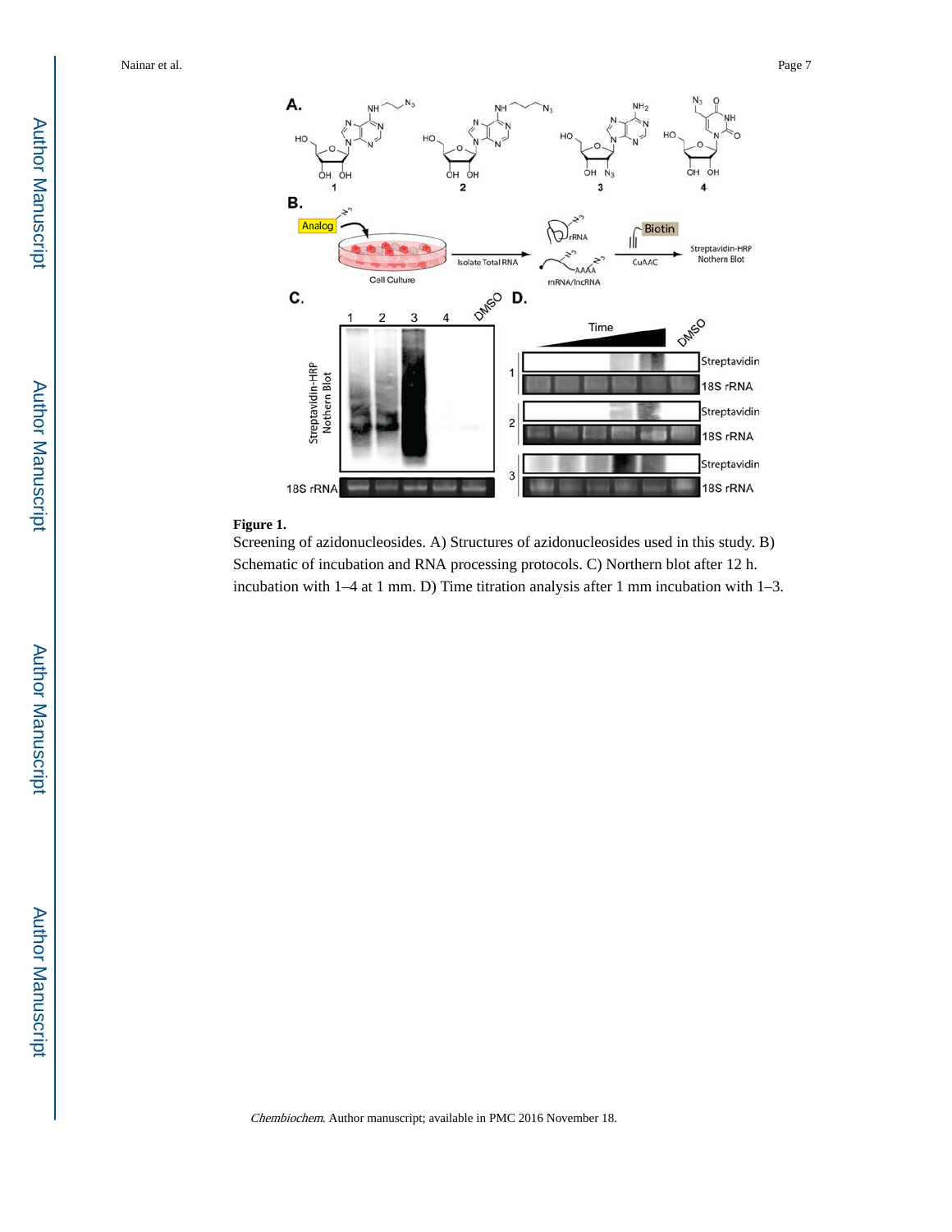**Figure 1.**

Screening of azidonucleosides. A) Structures of azidonucleosides used in this study. B) Schematic of incubation and RNA processing protocols. C) Northern blot after 12 h. incubation with 1–4 at 1 mm. D) Time titration analysis after 1 mm incubation with 1–3.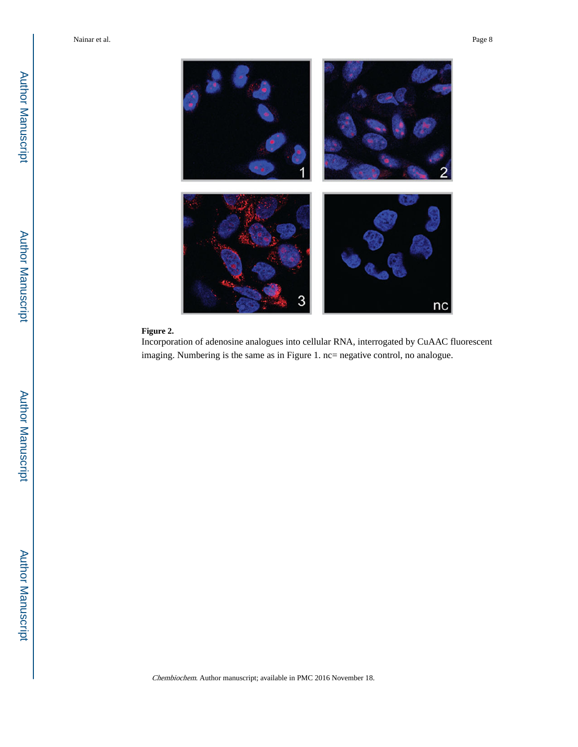**Figure 2.**

Incorporation of adenosine analogues into cellular RNA, interrogated by CuAAC fluorescent imaging. Numbering is the same as in Figure 1. nc= negative control, no analogue.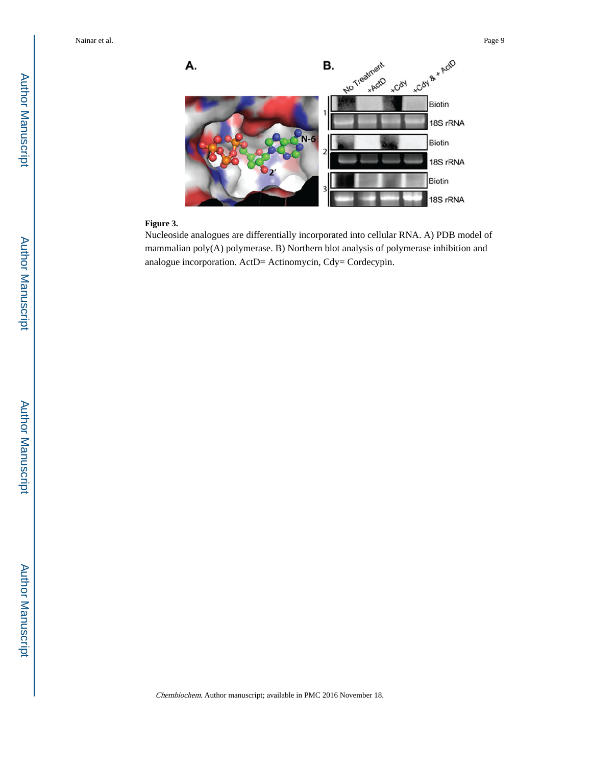A.

B.

No Treatment
+ActD
+Cdy
+Cdy & + ActD

N-6

2′

1
Biotin
18S rRNA

2
Biotin
18S rRNA

3
Biotin
18S rRNA

**Figure 3.**

Nucleoside analogues are differentially incorporated into cellular RNA. A) PDB model of mammalian poly(A) polymerase. B) Northern blot analysis of polymerase inhibition and analogue incorporation. ActD= Actinomycin, Cdy= Cordecypin.